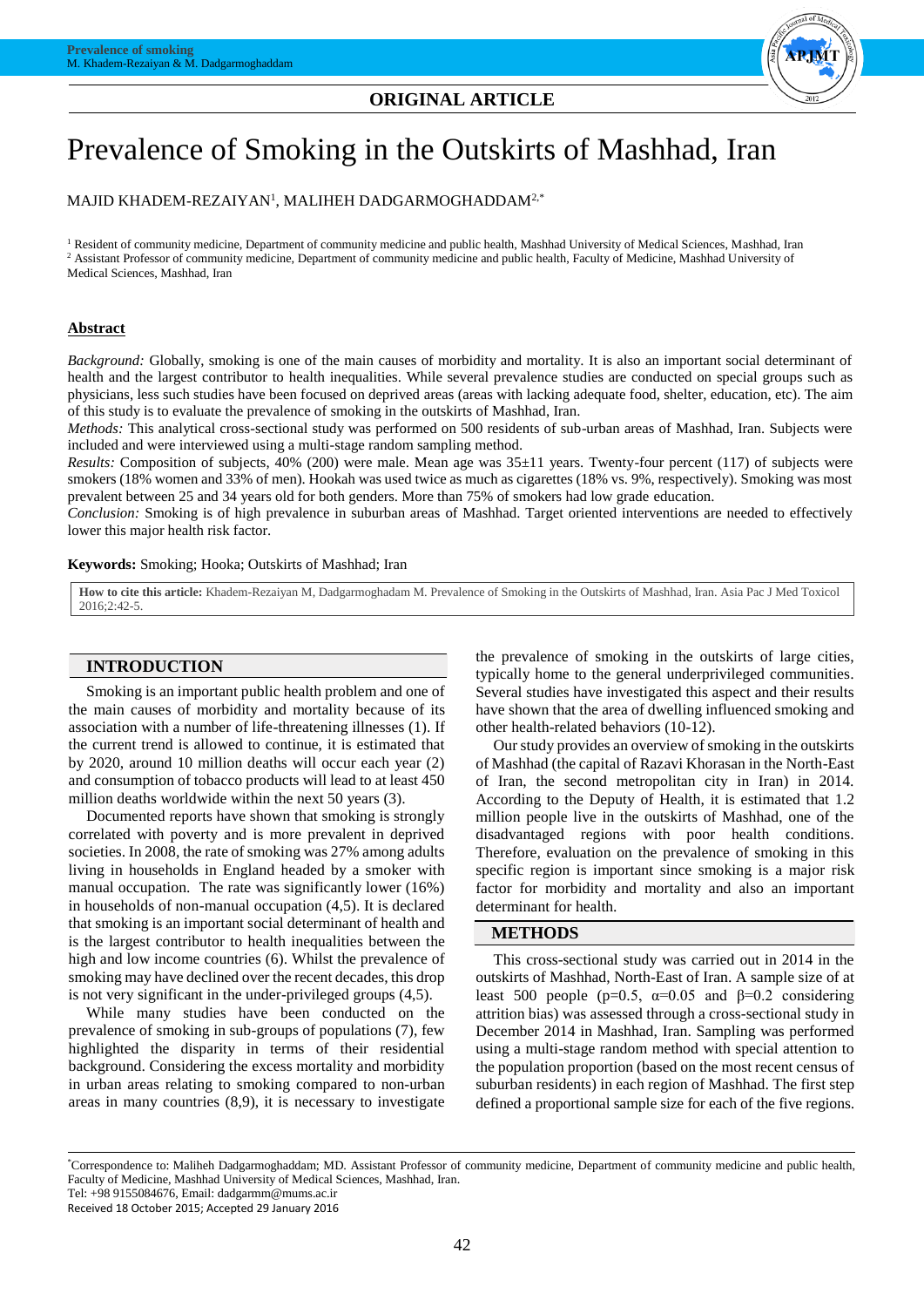**ORIGINAL ARTICLE**

# Prevalence of Smoking in the Outskirts of Mashhad, Iran

MAJID KHADEM-REZAIYAN[1], MALIHEH DADGARMOGHADDAM[2,*]

[1] Resident of community medicine, Department of community medicine and public health, Mashhad University of Medical Sciences, Mashhad, Iran
[2] Assistant Professor of community medicine, Department of community medicine and public health, Faculty of Medicine, Mashhad University of Medical Sciences, Mashhad, Iran

## Abstract

*Background:* Globally, smoking is one of the main causes of morbidity and mortality. It is also an important social determinant of health and the largest contributor to health inequalities. While several prevalence studies are conducted on special groups such as physicians, less such studies have been focused on deprived areas (areas with lacking adequate food, shelter, education, etc). The aim of this study is to evaluate the prevalence of smoking in the outskirts of Mashhad, Iran.
*Methods:* This analytical cross-sectional study was performed on 500 residents of sub-urban areas of Mashhad, Iran. Subjects were included and were interviewed using a multi-stage random sampling method.
*Results:* Composition of subjects, 40% (200) were male. Mean age was 35±11 years. Twenty-four percent (117) of subjects were smokers (18% women and 33% of men). Hookah was used twice as much as cigarettes (18% vs. 9%, respectively). Smoking was most prevalent between 25 and 34 years old for both genders. More than 75% of smokers had low grade education.
*Conclusion:* Smoking is of high prevalence in suburban areas of Mashhad. Target oriented interventions are needed to effectively lower this major health risk factor.

**Keywords:** Smoking; Hooka; Outskirts of Mashhad; Iran

**How to cite this article:** Khadem-Rezaiyan M, Dadgarmoghadam M. Prevalence of Smoking in the Outskirts of Mashhad, Iran. Asia Pac J Med Toxicol 2016;2:42-5.

## INTRODUCTION

Smoking is an important public health problem and one of the main causes of morbidity and mortality because of its association with a number of life-threatening illnesses (1). If the current trend is allowed to continue, it is estimated that by 2020, around 10 million deaths will occur each year (2) and consumption of tobacco products will lead to at least 450 million deaths worldwide within the next 50 years (3).

Documented reports have shown that smoking is strongly correlated with poverty and is more prevalent in deprived societies. In 2008, the rate of smoking was 27% among adults living in households in England headed by a smoker with manual occupation. The rate was significantly lower (16%) in households of non-manual occupation (4,5). It is declared that smoking is an important social determinant of health and is the largest contributor to health inequalities between the high and low income countries (6). Whilst the prevalence of smoking may have declined over the recent decades, this drop is not very significant in the under-privileged groups (4,5).

While many studies have been conducted on the prevalence of smoking in sub-groups of populations (7), few highlighted the disparity in terms of their residential background. Considering the excess mortality and morbidity in urban areas relating to smoking compared to non-urban areas in many countries (8,9), it is necessary to investigate the prevalence of smoking in the outskirts of large cities, typically home to the general underprivileged communities. Several studies have investigated this aspect and their results have shown that the area of dwelling influenced smoking and other health-related behaviors (10-12).

Our study provides an overview of smoking in the outskirts of Mashhad (the capital of Razavi Khorasan in the North-East of Iran, the second metropolitan city in Iran) in 2014. According to the Deputy of Health, it is estimated that 1.2 million people live in the outskirts of Mashhad, one of the disadvantaged regions with poor health conditions. Therefore, evaluation on the prevalence of smoking in this specific region is important since smoking is a major risk factor for morbidity and mortality and also an important determinant for health.

## METHODS

This cross-sectional study was carried out in 2014 in the outskirts of Mashhad, North-East of Iran. A sample size of at least 500 people (p=0.5, α=0.05 and β=0.2 considering attrition bias) was assessed through a cross-sectional study in December 2014 in Mashhad, Iran. Sampling was performed using a multi-stage random method with special attention to the population proportion (based on the most recent census of suburban residents) in each region of Mashhad. The first step defined a proportional sample size for each of the five regions.

*Correspondence to: Maliheh Dadgarmoghaddam; MD. Assistant Professor of community medicine, Department of community medicine and public health, Faculty of Medicine, Mashhad University of Medical Sciences, Mashhad, Iran.
Tel: +98 9155084676, Email: dadgarmm@mums.ac.ir
Received 18 October 2015; Accepted 29 January 2016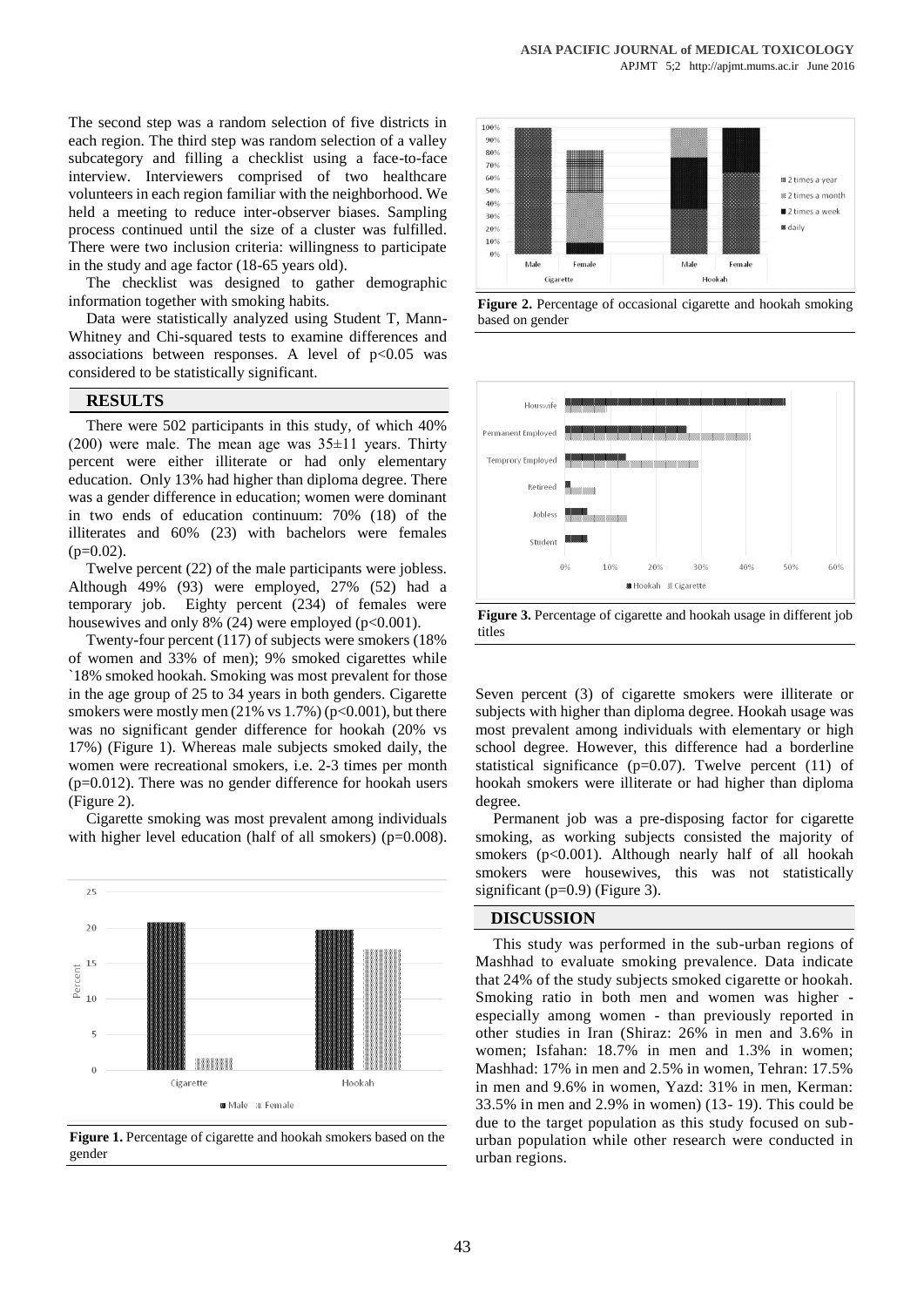The second step was a random selection of five districts in each region. The third step was random selection of a valley subcategory and filling a checklist using a face-to-face interview. Interviewers comprised of two healthcare volunteers in each region familiar with the neighborhood. We held a meeting to reduce inter-observer biases. Sampling process continued until the size of a cluster was fulfilled. There were two inclusion criteria: willingness to participate in the study and age factor (18-65 years old).

The checklist was designed to gather demographic information together with smoking habits.

Data were statistically analyzed using Student T, Mann-Whitney and Chi-squared tests to examine differences and associations between responses. A level of $p<0.05$ was considered to be statistically significant.

## RESULTS

There were 502 participants in this study, of which 40% (200) were male. The mean age was 35±11 years. Thirty percent were either illiterate or had only elementary education. Only 13% had higher than diploma degree. There was a gender difference in education; women were dominant in two ends of education continuum: 70% (18) of the illiterates and 60% (23) with bachelors were females ($p=0.02$).

Twelve percent (22) of the male participants were jobless. Although 49% (93) were employed, 27% (52) had a temporary job. Eighty percent (234) of females were housewives and only 8% (24) were employed ($p<0.001$).

Twenty-four percent (117) of subjects were smokers (18% of women and 33% of men); 9% smoked cigarettes while `18% smoked hookah. Smoking was most prevalent for those in the age group of 25 to 34 years in both genders. Cigarette smokers were mostly men (21% vs 1.7%) ($p<0.001$), but there was no significant gender difference for hookah (20% vs 17%) (Figure 1). Whereas male subjects smoked daily, the women were recreational smokers, i.e. 2-3 times per month ($p=0.012$). There was no gender difference for hookah users (Figure 2).

Cigarette smoking was most prevalent among individuals with higher level education (half of all smokers) ($p=0.008$).

**Figure 1.** Percentage of cigarette and hookah smokers based on the gender

**Figure 2.** Percentage of occasional cigarette and hookah smoking based on gender

**Figure 3.** Percentage of cigarette and hookah usage in different job titles

Seven percent (3) of cigarette smokers were illiterate or subjects with higher than diploma degree. Hookah usage was most prevalent among individuals with elementary or high school degree. However, this difference had a borderline statistical significance ($p=0.07$). Twelve percent (11) of hookah smokers were illiterate or had higher than diploma degree.

Permanent job was a pre-disposing factor for cigarette smoking, as working subjects consisted the majority of smokers ($p<0.001$). Although nearly half of all hookah smokers were housewives, this was not statistically significant ($p=0.9$) (Figure 3).

## DISCUSSION

This study was performed in the sub-urban regions of Mashhad to evaluate smoking prevalence. Data indicate that 24% of the study subjects smoked cigarette or hookah. Smoking ratio in both men and women was higher - especially among women - than previously reported in other studies in Iran (Shiraz: 26% in men and 3.6% in women; Isfahan: 18.7% in men and 1.3% in women; Mashhad: 17% in men and 2.5% in women, Tehran: 17.5% in men and 9.6% in women, Yazd: 31% in men, Kerman: 33.5% in men and 2.9% in women) (13- 19). This could be due to the target population as this study focused on sub-urban population while other research were conducted in urban regions.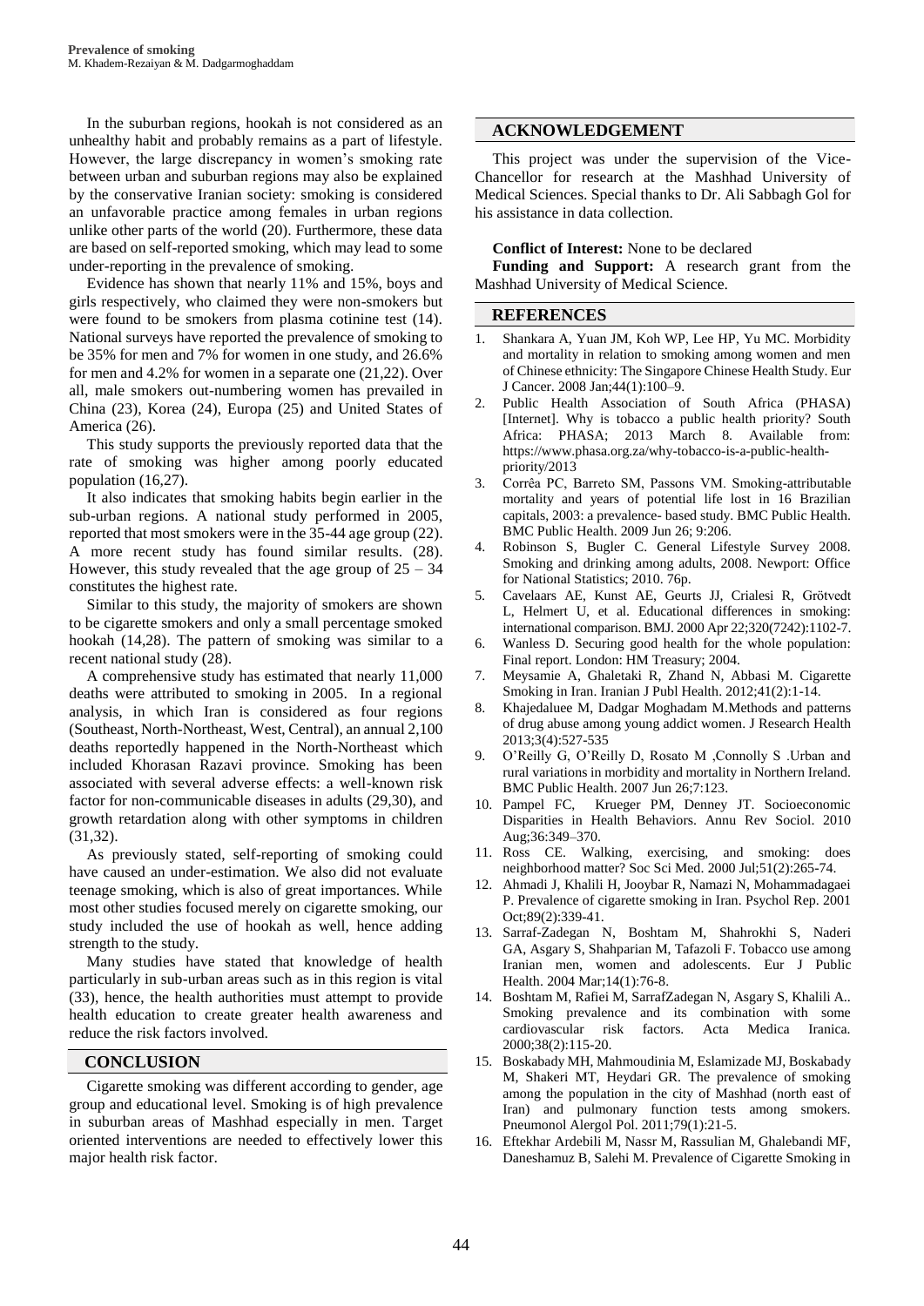In the suburban regions, hookah is not considered as an unhealthy habit and probably remains as a part of lifestyle. However, the large discrepancy in women's smoking rate between urban and suburban regions may also be explained by the conservative Iranian society: smoking is considered an unfavorable practice among females in urban regions unlike other parts of the world (20). Furthermore, these data are based on self-reported smoking, which may lead to some under-reporting in the prevalence of smoking.

Evidence has shown that nearly 11% and 15%, boys and girls respectively, who claimed they were non-smokers but were found to be smokers from plasma cotinine test (14). National surveys have reported the prevalence of smoking to be 35% for men and 7% for women in one study, and 26.6% for men and 4.2% for women in a separate one (21,22). Over all, male smokers out-numbering women has prevailed in China (23), Korea (24), Europa (25) and United States of America (26).

This study supports the previously reported data that the rate of smoking was higher among poorly educated population (16,27).

It also indicates that smoking habits begin earlier in the sub-urban regions. A national study performed in 2005, reported that most smokers were in the 35-44 age group (22). A more recent study has found similar results. (28). However, this study revealed that the age group of 25 – 34 constitutes the highest rate.

Similar to this study, the majority of smokers are shown to be cigarette smokers and only a small percentage smoked hookah (14,28). The pattern of smoking was similar to a recent national study (28).

A comprehensive study has estimated that nearly 11,000 deaths were attributed to smoking in 2005. In a regional analysis, in which Iran is considered as four regions (Southeast, North-Northeast, West, Central), an annual 2,100 deaths reportedly happened in the North-Northeast which included Khorasan Razavi province. Smoking has been associated with several adverse effects: a well-known risk factor for non-communicable diseases in adults (29,30), and growth retardation along with other symptoms in children (31,32).

As previously stated, self-reporting of smoking could have caused an under-estimation. We also did not evaluate teenage smoking, which is also of great importances. While most other studies focused merely on cigarette smoking, our study included the use of hookah as well, hence adding strength to the study.

Many studies have stated that knowledge of health particularly in sub-urban areas such as in this region is vital (33), hence, the health authorities must attempt to provide health education to create greater health awareness and reduce the risk factors involved.

## CONCLUSION

Cigarette smoking was different according to gender, age group and educational level. Smoking is of high prevalence in suburban areas of Mashhad especially in men. Target oriented interventions are needed to effectively lower this major health risk factor.

## ACKNOWLEDGEMENT

This project was under the supervision of the Vice-Chancellor for research at the Mashhad University of Medical Sciences. Special thanks to Dr. Ali Sabbagh Gol for his assistance in data collection.

**Conflict of Interest:** None to be declared

**Funding and Support:** A research grant from the Mashhad University of Medical Science.

## REFERENCES

1. Shankara A, Yuan JM, Koh WP, Lee HP, Yu MC. Morbidity and mortality in relation to smoking among women and men of Chinese ethnicity: The Singapore Chinese Health Study. Eur J Cancer. 2008 Jan;44(1):100–9.
2. Public Health Association of South Africa (PHASA) [Internet]. Why is tobacco a public health priority? South Africa: PHASA; 2013 March 8. Available from: https://www.phasa.org.za/why-tobacco-is-a-public-health-priority/2013
3. Corrêa PC, Barreto SM, Passons VM. Smoking-attributable mortality and years of potential life lost in 16 Brazilian capitals, 2003: a prevalence- based study. BMC Public Health. 2009 Jun 26; 9:206.
4. Robinson S, Bugler C. General Lifestyle Survey 2008. Smoking and drinking among adults, 2008. Newport: Office for National Statistics; 2010. 76p.
5. Cavelaars AE, Kunst AE, Geurts JJ, Crialesi R, Grötvedt L, Helmert U, et al. Educational differences in smoking: international comparison. BMJ. 2000 Apr 22;320(7242):1102-7.
6. Wanless D. Securing good health for the whole population: Final report. London: HM Treasury; 2004.
7. Meysamie A, Ghaletaki R, Zhand N, Abbasi M. Cigarette Smoking in Iran. Iranian J Publ Health. 2012;41(2):1-14.
8. Khajedaluee M, Dadgar Moghadam M.Methods and patterns of drug abuse among young addict women. J Research Health 2013;3(4):527-535
9. O'Reilly G, O'Reilly D, Rosato M ,Connolly S .Urban and rural variations in morbidity and mortality in Northern Ireland. BMC Public Health. 2007 Jun 26;7:123.
10. Pampel FC, Krueger PM, Denney JT. Socioeconomic Disparities in Health Behaviors. Annu Rev Sociol. 2010 Aug;36:349–370.
11. Ross CE. Walking, exercising, and smoking: does neighborhood matter? Soc Sci Med. 2000 Jul;51(2):265-74.
12. Ahmadi J, Khalili H, Jooybar R, Namazi N, Mohammadagaei P. Prevalence of cigarette smoking in Iran. Psychol Rep. 2001 Oct;89(2):339-41.
13. Sarraf-Zadegan N, Boshtam M, Shahrokhi S, Naderi GA, Asgary S, Shahparian M, Tafazoli F. Tobacco use among Iranian men, women and adolescents. Eur J Public Health. 2004 Mar;14(1):76-8.
14. Boshtam M, Rafiei M, SarrafZadegan N, Asgary S, Khalili A.. Smoking prevalence and its combination with some cardiovascular risk factors. Acta Medica Iranica. 2000;38(2):115-20.
15. Boskabady MH, Mahmoudinia M, Eslamizade MJ, Boskabady M, Shakeri MT, Heydari GR. The prevalence of smoking among the population in the city of Mashhad (north east of Iran) and pulmonary function tests among smokers. Pneumonol Alergol Pol. 2011;79(1):21-5.
16. Eftekhar Ardebili M, Nassr M, Rassulian M, Ghalebandi MF, Daneshamuz B, Salehi M. Prevalence of Cigarette Smoking in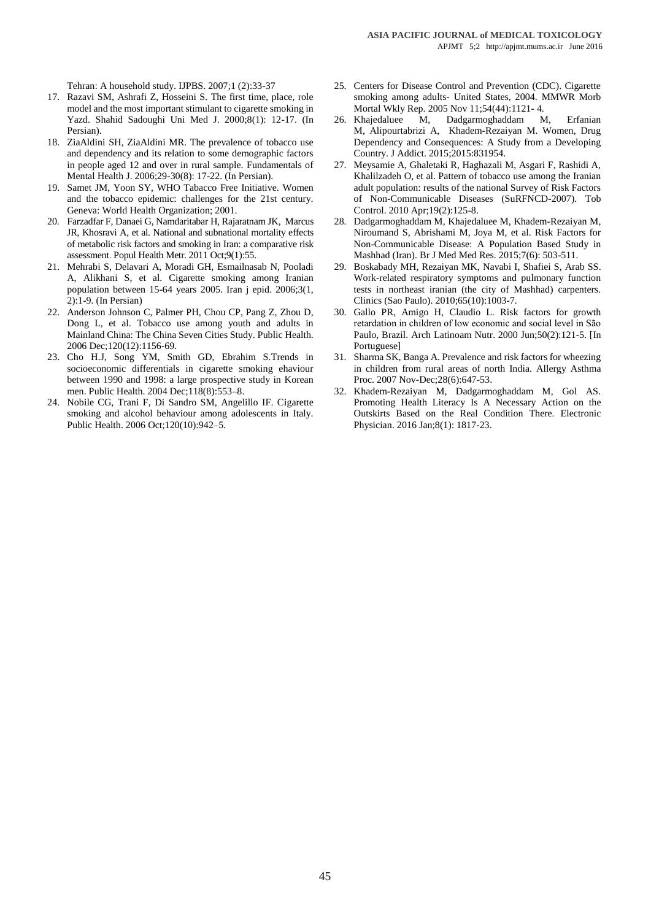Tehran: A household study. IJPBS. 2007;1 (2):33-37

17. Razavi SM, Ashrafi Z, Hosseini S. The first time, place, role model and the most important stimulant to cigarette smoking in Yazd. Shahid Sadoughi Uni Med J. 2000;8(1): 12-17. (In Persian).
18. ZiaAldini SH, ZiaAldini MR. The prevalence of tobacco use and dependency and its relation to some demographic factors in people aged 12 and over in rural sample. Fundamentals of Mental Health J. 2006;29-30(8): 17-22. (In Persian).
19. Samet JM, Yoon SY, WHO Tabacco Free Initiative. Women and the tobacco epidemic: challenges for the 21st century. Geneva: World Health Organization; 2001.
20. Farzadfar F, Danaei G, Namdaritabar H, Rajaratnam JK, Marcus JR, Khosravi A, et al. National and subnational mortality effects of metabolic risk factors and smoking in Iran: a comparative risk assessment. Popul Health Metr. 2011 Oct;9(1):55.
21. Mehrabi S, Delavari A, Moradi GH, Esmailnasab N, Pooladi A, Alikhani S, et al. Cigarette smoking among Iranian population between 15-64 years 2005. Iran j epid. 2006;3(1, 2):1-9. (In Persian)
22. Anderson Johnson C, Palmer PH, Chou CP, Pang Z, Zhou D, Dong L, et al. Tobacco use among youth and adults in Mainland China: The China Seven Cities Study. Public Health. 2006 Dec;120(12):1156-69.
23. Cho H.J, Song YM, Smith GD, Ebrahim S.Trends in socioeconomic differentials in cigarette smoking ehaviour between 1990 and 1998: a large prospective study in Korean men. Public Health. 2004 Dec;118(8):553–8.
24. Nobile CG, Trani F, Di Sandro SM, Angelillo IF. Cigarette smoking and alcohol behaviour among adolescents in Italy. Public Health. 2006 Oct;120(10):942–5.
25. Centers for Disease Control and Prevention (CDC). Cigarette smoking among adults- United States, 2004. MMWR Morb Mortal Wkly Rep. 2005 Nov 11;54(44):1121- 4.
26. Khajedaluee M, Dadgarmoghaddam M, Erfanian M, Alipourtabrizi A, Khadem-Rezaiyan M. Women, Drug Dependency and Consequences: A Study from a Developing Country. J Addict. 2015;2015:831954.
27. Meysamie A, Ghaletaki R, Haghazali M, Asgari F, Rashidi A, Khalilzadeh O, et al. Pattern of tobacco use among the Iranian adult population: results of the national Survey of Risk Factors of Non-Communicable Diseases (SuRFNCD-2007). Tob Control. 2010 Apr;19(2):125-8.
28. Dadgarmoghaddam M, Khajedaluee M, Khadem-Rezaiyan M, Niroumand S, Abrishami M, Joya M, et al. Risk Factors for Non-Communicable Disease: A Population Based Study in Mashhad (Iran). Br J Med Med Res. 2015;7(6): 503-511.
29. Boskabady MH, Rezaiyan MK, Navabi I, Shafiei S, Arab SS. Work-related respiratory symptoms and pulmonary function tests in northeast iranian (the city of Mashhad) carpenters. Clinics (Sao Paulo). 2010;65(10):1003-7.
30. Gallo PR, Amigo H, Claudio L. Risk factors for growth retardation in children of low economic and social level in São Paulo, Brazil. Arch Latinoam Nutr. 2000 Jun;50(2):121-5. [In Portuguese]
31. Sharma SK, Banga A. Prevalence and risk factors for wheezing in children from rural areas of north India. Allergy Asthma Proc. 2007 Nov-Dec;28(6):647-53.
32. Khadem-Rezaiyan M, Dadgarmoghaddam M, Gol AS. Promoting Health Literacy Is A Necessary Action on the Outskirts Based on the Real Condition There. Electronic Physician. 2016 Jan;8(1): 1817-23.